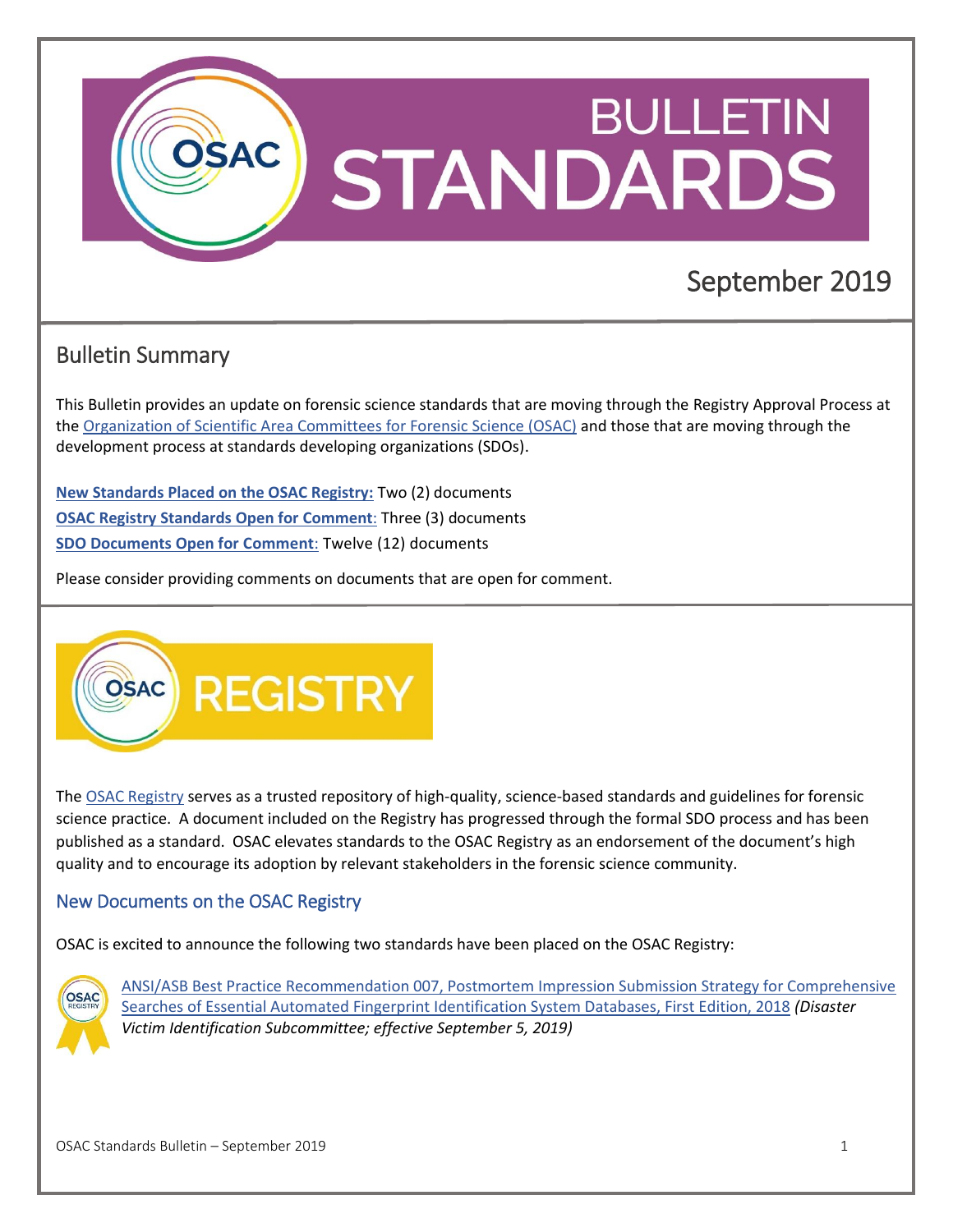# BULLETIN STANDARDS

September 2019

## Bulletin Summary

This Bulletin provides an update on forensic science standards that are moving through the Registry Approval Process at the Organization of Scientific Area Committees for Forensic Science (OSAC) and those that are moving through the development process at standards developing organizations (SDOs).

**New Standards Placed on the OSAC Registry:** Two (2) documents
**OSAC Registry Standards Open for Comment**: Three (3) documents
**SDO Documents Open for Comment**: Twelve (12) documents

Please consider providing comments on documents that are open for comment.

## OSAC REGISTRY

The OSAC Registry serves as a trusted repository of high-quality, science-based standards and guidelines for forensic science practice. A document included on the Registry has progressed through the formal SDO process and has been published as a standard. OSAC elevates standards to the OSAC Registry as an endorsement of the document's high quality and to encourage its adoption by relevant stakeholders in the forensic science community.

### New Documents on the OSAC Registry

OSAC is excited to announce the following two standards have been placed on the OSAC Registry:

- ANSI/ASB Best Practice Recommendation 007, Postmortem Impression Submission Strategy for Comprehensive Searches of Essential Automated Fingerprint Identification System Databases, First Edition, 2018 *(Disaster Victim Identification Subcommittee; effective September 5, 2019)*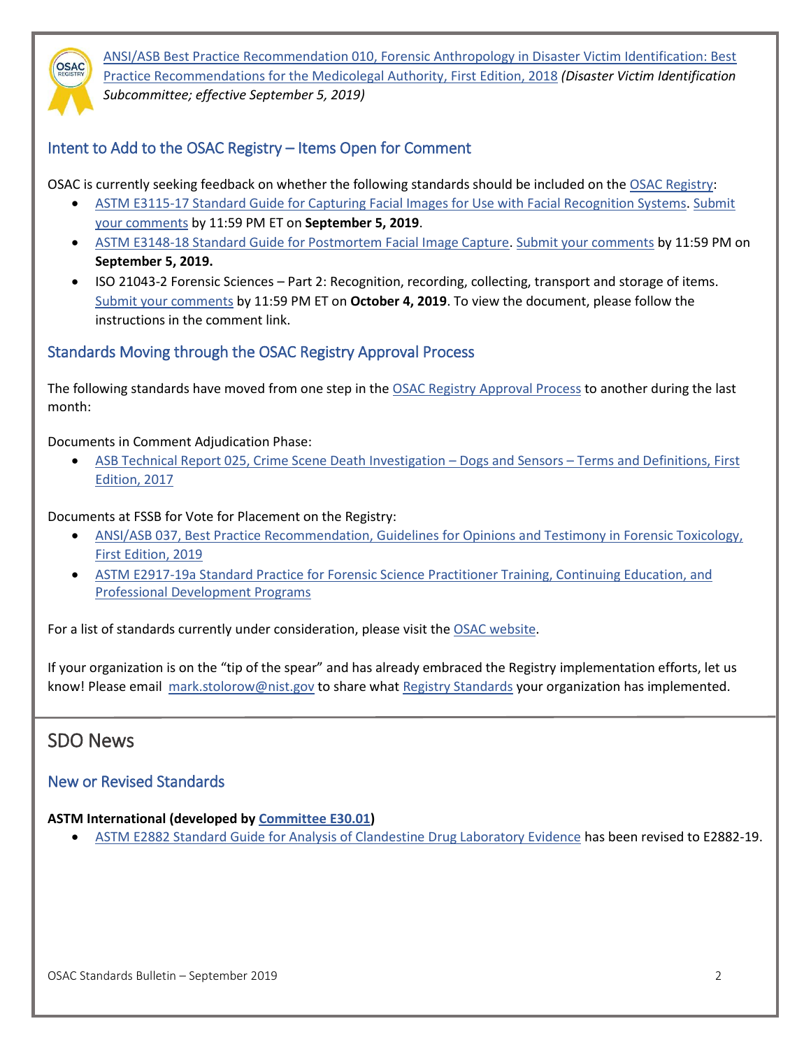ANSI/ASB Best Practice Recommendation 010, Forensic Anthropology in Disaster Victim Identification: Best Practice Recommendations for the Medicolegal Authority, First Edition, 2018 *(Disaster Victim Identification Subcommittee; effective September 5, 2019)*

## Intent to Add to the OSAC Registry – Items Open for Comment

OSAC is currently seeking feedback on whether the following standards should be included on the OSAC Registry:

- ASTM E3115-17 Standard Guide for Capturing Facial Images for Use with Facial Recognition Systems. Submit your comments by 11:59 PM ET on **September 5, 2019**.
- ASTM E3148-18 Standard Guide for Postmortem Facial Image Capture. Submit your comments by 11:59 PM on **September 5, 2019.**
- ISO 21043-2 Forensic Sciences – Part 2: Recognition, recording, collecting, transport and storage of items. Submit your comments by 11:59 PM ET on **October 4, 2019**. To view the document, please follow the instructions in the comment link.

## Standards Moving through the OSAC Registry Approval Process

The following standards have moved from one step in the OSAC Registry Approval Process to another during the last month:

Documents in Comment Adjudication Phase:

- ASB Technical Report 025, Crime Scene Death Investigation – Dogs and Sensors – Terms and Definitions, First Edition, 2017

Documents at FSSB for Vote for Placement on the Registry:

- ANSI/ASB 037, Best Practice Recommendation, Guidelines for Opinions and Testimony in Forensic Toxicology, First Edition, 2019
- ASTM E2917-19a Standard Practice for Forensic Science Practitioner Training, Continuing Education, and Professional Development Programs

For a list of standards currently under consideration, please visit the OSAC website.

If your organization is on the "tip of the spear" and has already embraced the Registry implementation efforts, let us know! Please email mark.stolorow@nist.gov to share what Registry Standards your organization has implemented.

# SDO News

## New or Revised Standards

**ASTM International (developed by Committee E30.01)**

- ASTM E2882 Standard Guide for Analysis of Clandestine Drug Laboratory Evidence has been revised to E2882-19.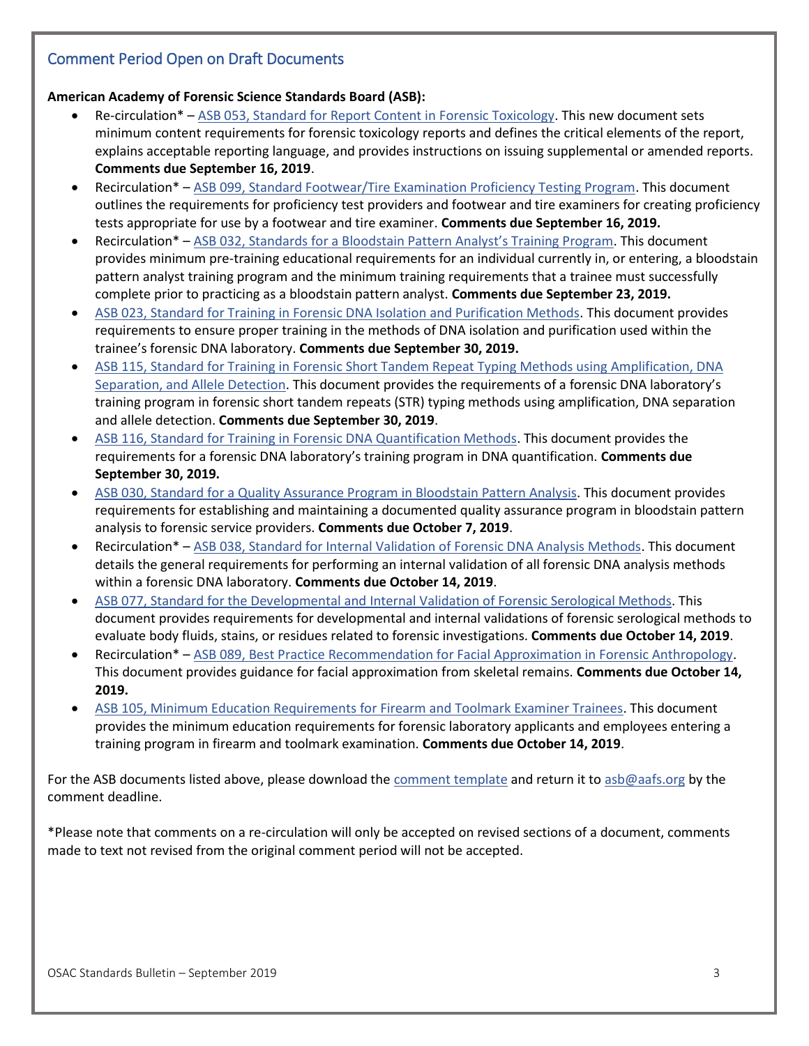## Comment Period Open on Draft Documents

**American Academy of Forensic Science Standards Board (ASB):**

- Re-circulation* – ASB 053, Standard for Report Content in Forensic Toxicology. This new document sets minimum content requirements for forensic toxicology reports and defines the critical elements of the report, explains acceptable reporting language, and provides instructions on issuing supplemental or amended reports. **Comments due September 16, 2019**.
- Recirculation* – ASB 099, Standard Footwear/Tire Examination Proficiency Testing Program. This document outlines the requirements for proficiency test providers and footwear and tire examiners for creating proficiency tests appropriate for use by a footwear and tire examiner. **Comments due September 16, 2019.**
- Recirculation* – ASB 032, Standards for a Bloodstain Pattern Analyst's Training Program. This document provides minimum pre-training educational requirements for an individual currently in, or entering, a bloodstain pattern analyst training program and the minimum training requirements that a trainee must successfully complete prior to practicing as a bloodstain pattern analyst. **Comments due September 23, 2019.**
- ASB 023, Standard for Training in Forensic DNA Isolation and Purification Methods. This document provides requirements to ensure proper training in the methods of DNA isolation and purification used within the trainee's forensic DNA laboratory. **Comments due September 30, 2019.**
- ASB 115, Standard for Training in Forensic Short Tandem Repeat Typing Methods using Amplification, DNA Separation, and Allele Detection. This document provides the requirements of a forensic DNA laboratory's training program in forensic short tandem repeats (STR) typing methods using amplification, DNA separation and allele detection. **Comments due September 30, 2019**.
- ASB 116, Standard for Training in Forensic DNA Quantification Methods. This document provides the requirements for a forensic DNA laboratory's training program in DNA quantification. **Comments due September 30, 2019.**
- ASB 030, Standard for a Quality Assurance Program in Bloodstain Pattern Analysis. This document provides requirements for establishing and maintaining a documented quality assurance program in bloodstain pattern analysis to forensic service providers. **Comments due October 7, 2019**.
- Recirculation* – ASB 038, Standard for Internal Validation of Forensic DNA Analysis Methods. This document details the general requirements for performing an internal validation of all forensic DNA analysis methods within a forensic DNA laboratory. **Comments due October 14, 2019**.
- ASB 077, Standard for the Developmental and Internal Validation of Forensic Serological Methods. This document provides requirements for developmental and internal validations of forensic serological methods to evaluate body fluids, stains, or residues related to forensic investigations. **Comments due October 14, 2019**.
- Recirculation* – ASB 089, Best Practice Recommendation for Facial Approximation in Forensic Anthropology. This document provides guidance for facial approximation from skeletal remains. **Comments due October 14, 2019.**
- ASB 105, Minimum Education Requirements for Firearm and Toolmark Examiner Trainees. This document provides the minimum education requirements for forensic laboratory applicants and employees entering a training program in firearm and toolmark examination. **Comments due October 14, 2019**.

For the ASB documents listed above, please download the comment template and return it to asb@aafs.org by the comment deadline.

*Please note that comments on a re-circulation will only be accepted on revised sections of a document, comments made to text not revised from the original comment period will not be accepted.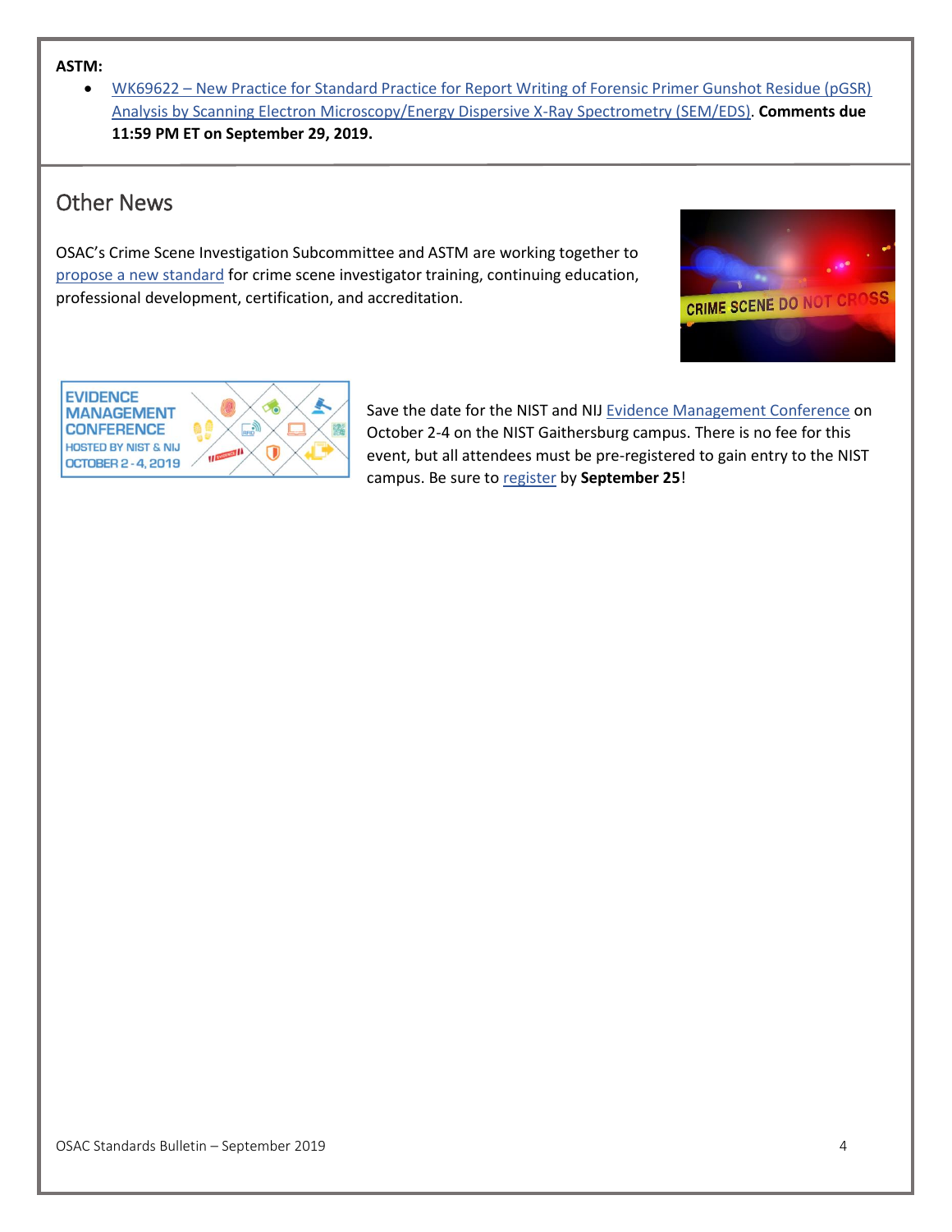**ASTM:**

- WK69622 – New Practice for Standard Practice for Report Writing of Forensic Primer Gunshot Residue (pGSR) Analysis by Scanning Electron Microscopy/Energy Dispersive X-Ray Spectrometry (SEM/EDS). **Comments due 11:59 PM ET on September 29, 2019.**

## Other News

OSAC's Crime Scene Investigation Subcommittee and ASTM are working together to propose a new standard for crime scene investigator training, continuing education, professional development, certification, and accreditation.

Save the date for the NIST and NIJ Evidence Management Conference on October 2-4 on the NIST Gaithersburg campus. There is no fee for this event, but all attendees must be pre-registered to gain entry to the NIST campus. Be sure to register by **September 25**!